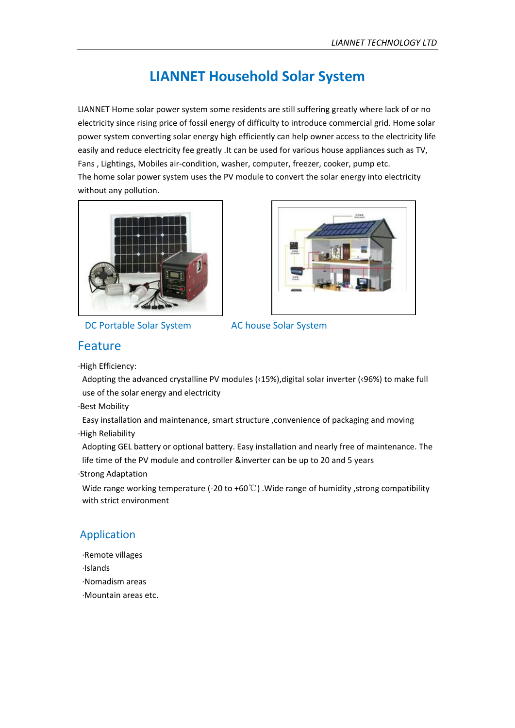# LIANNET Household Solar System

LIANNET Home solar power system some residents are still suffering greatly where lack of or no electricity since rising price of fossil energy of difficulty to introduce commercial grid. Home solar power system converting solar energy high efficiently can help owner access to the electricity life easily and reduce electricity fee greatly .It can be used for various house appliances such as TV, Fans , Lightings, Mobiles air-condition, washer, computer, freezer, cooker, pump etc.
The home solar power system uses the PV module to convert the solar energy into electricity without any pollution.

DC Portable Solar System

AC house Solar System

## Feature

·High Efficiency:

Adopting the advanced crystalline PV modules (‹15%),digital solar inverter (‹96%) to make full use of the solar energy and electricity

·Best Mobility

Easy installation and maintenance, smart structure ,convenience of packaging and moving

·High Reliability

Adopting GEL battery or optional battery. Easy installation and nearly free of maintenance. The life time of the PV module and controller &inverter can be up to 20 and 5 years

·Strong Adaptation

Wide range working temperature (-20 to +60℃) .Wide range of humidity ,strong compatibility with strict environment

## Application

·Remote villages
·Islands
·Nomadism areas
·Mountain areas etc.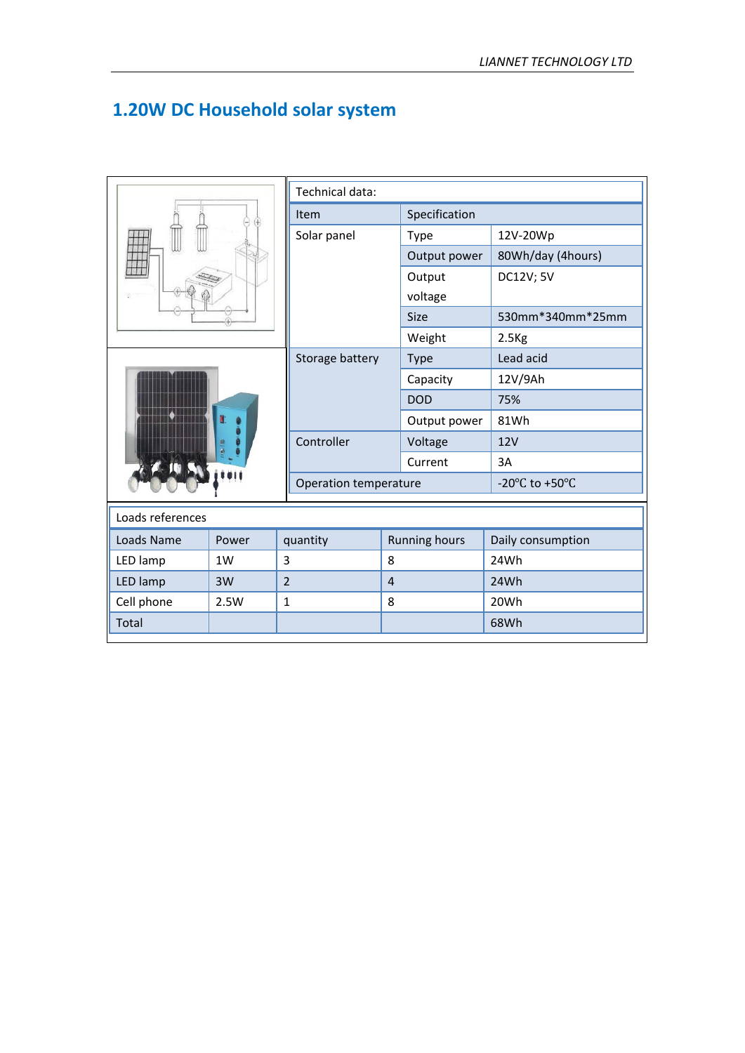## 1.20W DC Household solar system

| Technical data: | | |
|---|---|---|
| Item | Specification | |
| Solar panel | Type | 12V-20Wp |
| | Output power | 80Wh/day (4hours) |
| | Output voltage | DC12V; 5V |
| | Size | 530mm*340mm*25mm |
| | Weight | 2.5Kg |
| Storage battery | Type | Lead acid |
| | Capacity | 12V/9Ah |
| | DOD | 75% |
| | Output power | 81Wh |
| Controller | Voltage | 12V |
| | Current | 3A |
| Operation temperature | | -20℃ to +50℃ |

| Loads references | | | | |
|---|---|---|---|---|
| Loads Name | Power | quantity | Running hours | Daily consumption |
| LED lamp | 1W | 3 | 8 | 24Wh |
| LED lamp | 3W | 2 | 4 | 24Wh |
| Cell phone | 2.5W | 1 | 8 | 20Wh |
| Total | | | | 68Wh |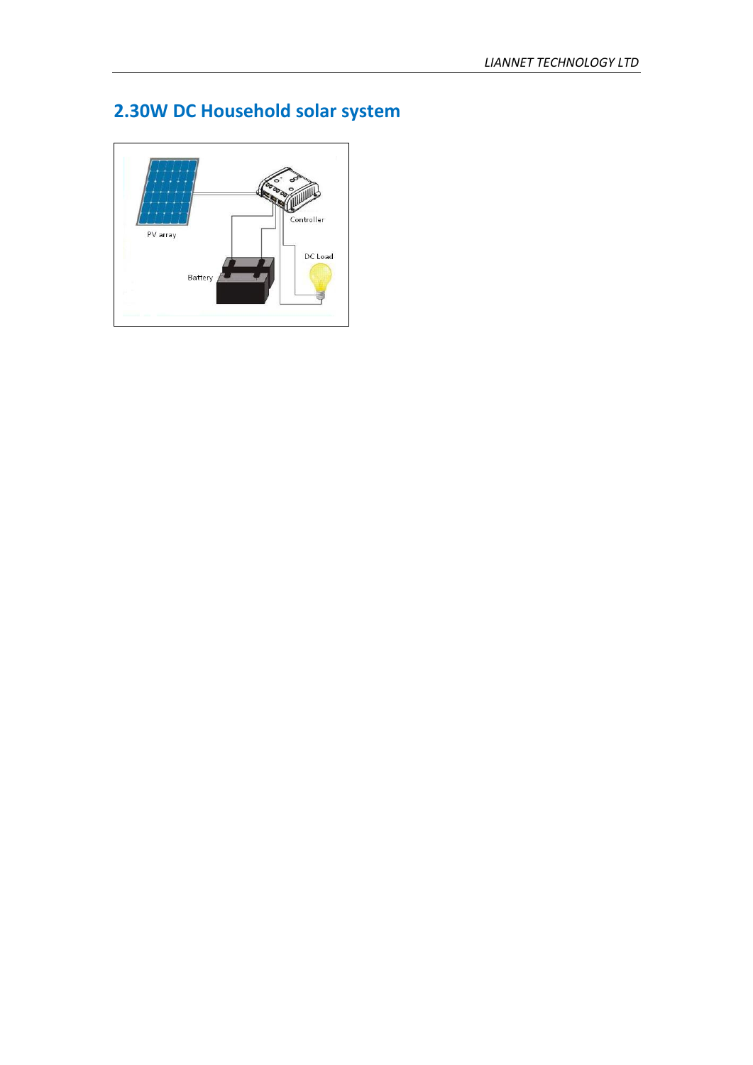## 2.30W DC Household solar system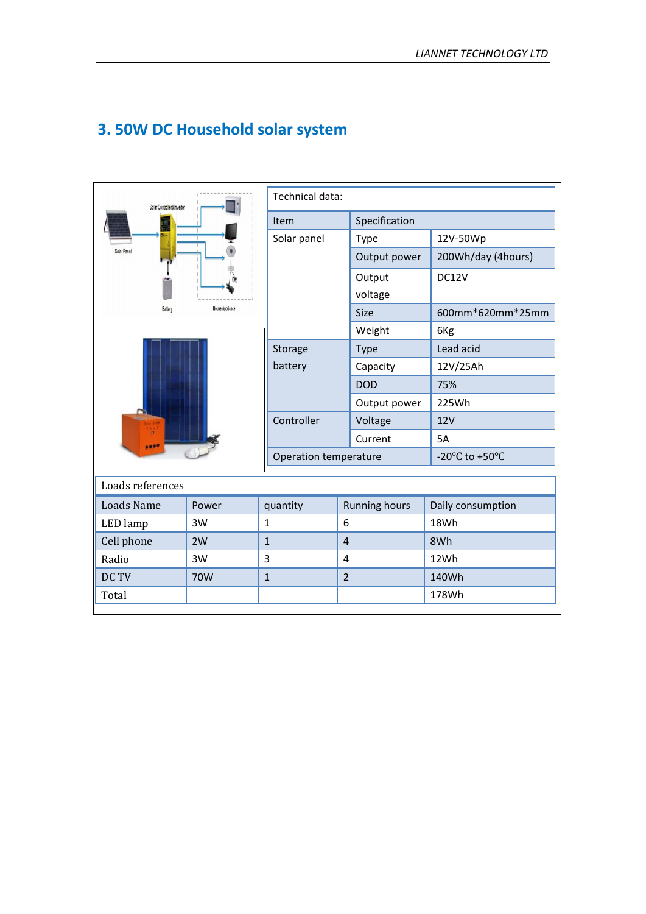## 3. 50W DC Household solar system

| Technical data: | | |
|---|---|---|
| Item | Specification | |
| Solar panel | Type | 12V-50Wp |
| | Output power | 200Wh/day (4hours) |
| | Output voltage | DC12V |
| | Size | 600mm*620mm*25mm |
| | Weight | 6Kg |
| Storage battery | Type | Lead acid |
| | Capacity | 12V/25Ah |
| | DOD | 75% |
| | Output power | 225Wh |
| Controller | Voltage | 12V |
| | Current | 5A |
| Operation temperature | | -20℃ to +50℃ |

| Loads references | | | | |
|---|---|---|---|---|
| Loads Name | Power | quantity | Running hours | Daily consumption |
| LED lamp | 3W | 1 | 6 | 18Wh |
| Cell phone | 2W | 1 | 4 | 8Wh |
| Radio | 3W | 3 | 4 | 12Wh |
| DC TV | 70W | 1 | 2 | 140Wh |
| Total | | | | 178Wh |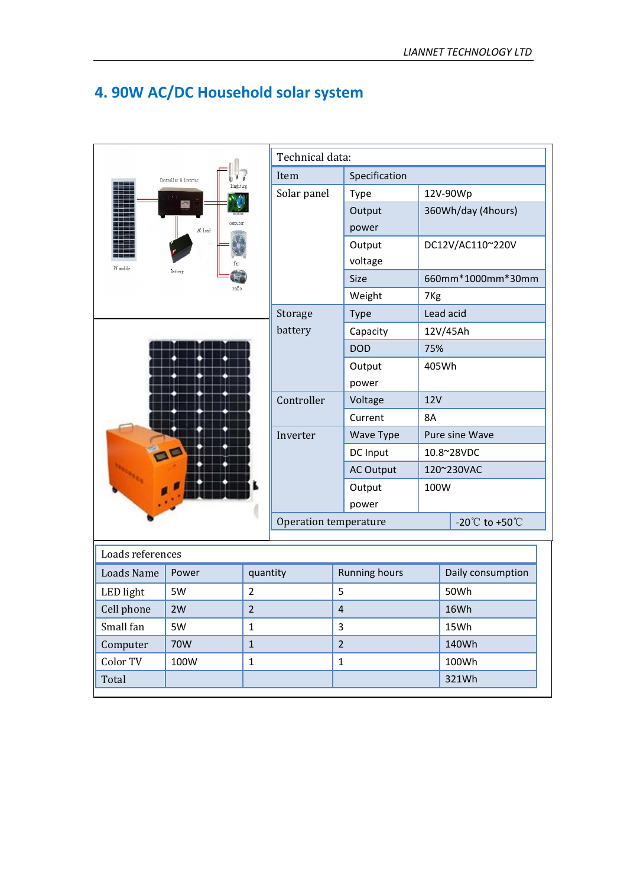## 4. 90W AC/DC Household solar system

| Technical data: | | |
|---|---|---|
| Item | Specification | |
| Solar panel | Type | 12V-90Wp |
| | Output power | 360Wh/day (4hours) |
| | Output voltage | DC12V/AC110~220V |
| | Size | 660mm*1000mm*30mm |
| | Weight | 7Kg |
| Storage battery | Type | Lead acid |
| | Capacity | 12V/45Ah |
| | DOD | 75% |
| | Output power | 405Wh |
| Controller | Voltage | 12V |
| | Current | 8A |
| Inverter | Wave Type | Pure sine Wave |
| | DC Input | 10.8~28VDC |
| | AC Output | 120~230VAC |
| | Output power | 100W |
| Operation temperature | | -20℃ to +50℃ |

| Loads references | | | | |
|---|---|---|---|---|
| Loads Name | Power | quantity | Running hours | Daily consumption |
| LED light | 5W | 2 | 5 | 50Wh |
| Cell phone | 2W | 2 | 4 | 16Wh |
| Small fan | 5W | 1 | 3 | 15Wh |
| Computer | 70W | 1 | 2 | 140Wh |
| Color TV | 100W | 1 | 1 | 100Wh |
| Total | | | | 321Wh |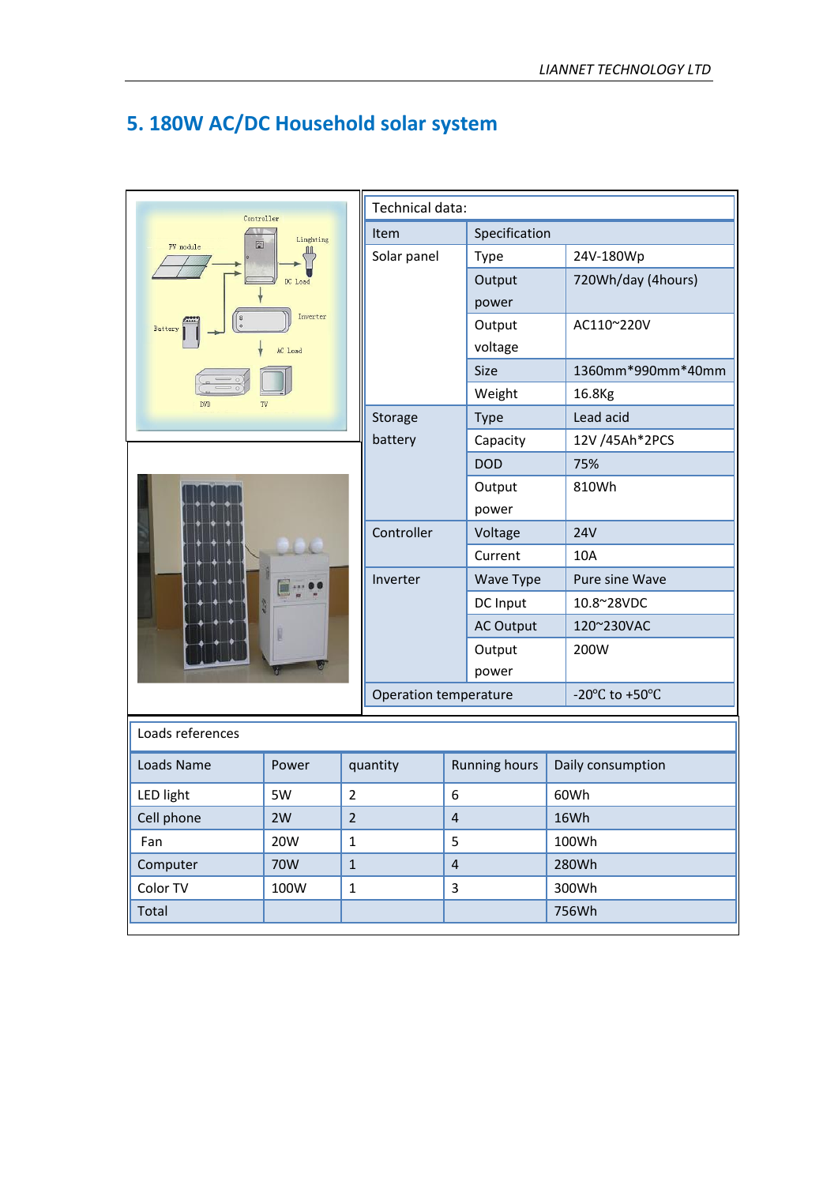## 5. 180W AC/DC Household solar system

| Technical data: | | |
|---|---|---|
| Item | Specification | |
| Solar panel | Type | 24V-180Wp |
| | Output power | 720Wh/day (4hours) |
| | Output voltage | AC110~220V |
| | Size | 1360mm*990mm*40mm |
| | Weight | 16.8Kg |
| Storage battery | Type | Lead acid |
| | Capacity | 12V /45Ah*2PCS |
| | DOD | 75% |
| | Output power | 810Wh |
| Controller | Voltage | 24V |
| | Current | 10A |
| Inverter | Wave Type | Pure sine Wave |
| | DC Input | 10.8~28VDC |
| | AC Output | 120~230VAC |
| | Output power | 200W |
| Operation temperature | | -20℃ to +50℃ |

| Loads references | | | | |
|---|---|---|---|---|
| Loads Name | Power | quantity | Running hours | Daily consumption |
| LED light | 5W | 2 | 6 | 60Wh |
| Cell phone | 2W | 2 | 4 | 16Wh |
| Fan | 20W | 1 | 5 | 100Wh |
| Computer | 70W | 1 | 4 | 280Wh |
| Color TV | 100W | 1 | 3 | 300Wh |
| Total | | | | 756Wh |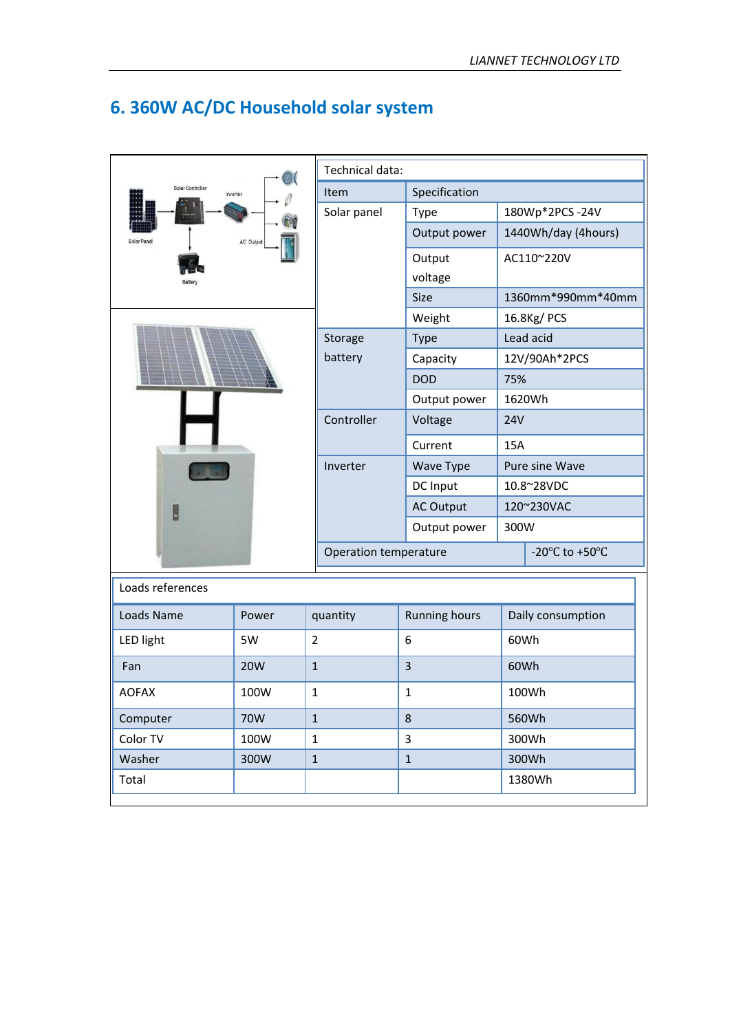## 6. 360W AC/DC Household solar system

Technical data:

| Item | Specification | |
|---|---|---|
| Solar panel | Type | 180Wp*2PCS -24V |
| | Output power | 1440Wh/day (4hours) |
| | Output voltage | AC110~220V |
| | Size | 1360mm*990mm*40mm |
| | Weight | 16.8Kg/ PCS |
| Storage battery | Type | Lead acid |
| | Capacity | 12V/90Ah*2PCS |
| | DOD | 75% |
| | Output power | 1620Wh |
| Controller | Voltage | 24V |
| | Current | 15A |
| Inverter | Wave Type | Pure sine Wave |
| | DC Input | 10.8~28VDC |
| | AC Output | 120~230VAC |
| | Output power | 300W |
| Operation temperature | | -20℃ to +50℃ |

Loads references

| Loads Name | Power | quantity | Running hours | Daily consumption |
|---|---|---|---|---|
| LED light | 5W | 2 | 6 | 60Wh |
| Fan | 20W | 1 | 3 | 60Wh |
| AOFAX | 100W | 1 | 1 | 100Wh |
| Computer | 70W | 1 | 8 | 560Wh |
| Color TV | 100W | 1 | 3 | 300Wh |
| Washer | 300W | 1 | 1 | 300Wh |
| Total | | | | 1380Wh |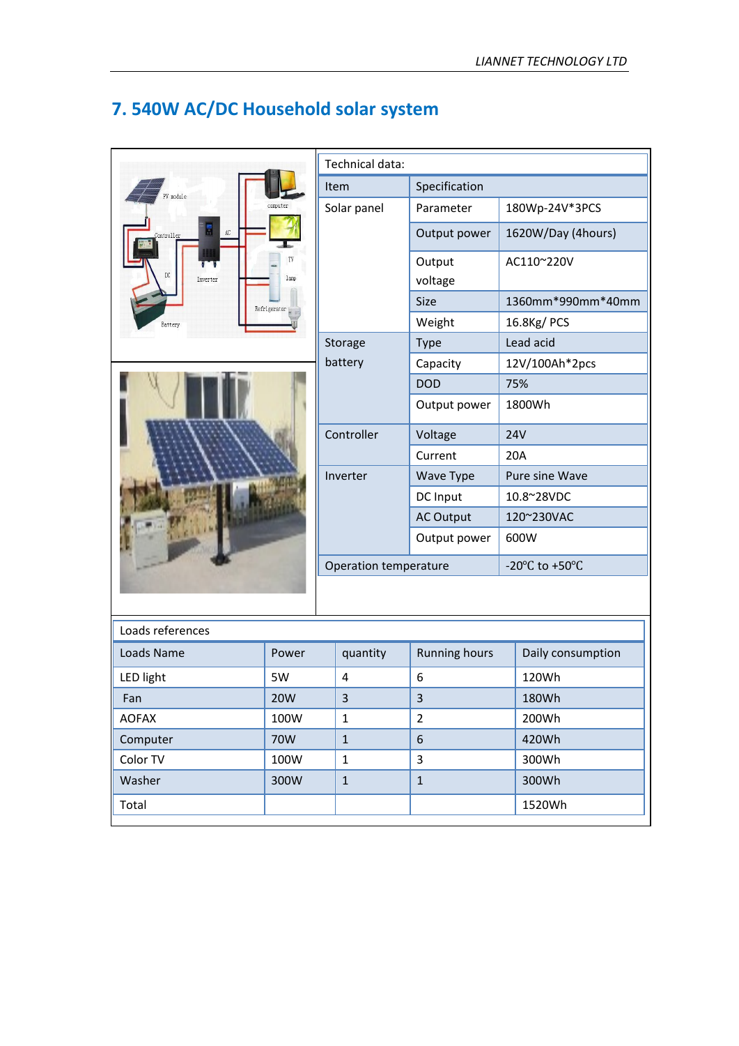## 7. 540W AC/DC Household solar system

Technical data:

| Item | Specification | |
|---|---|---|
| Solar panel | Parameter | 180Wp-24V*3PCS |
| | Output power | 1620W/Day (4hours) |
| | Output voltage | AC110~220V |
| | Size | 1360mm*990mm*40mm |
| | Weight | 16.8Kg/ PCS |
| Storage battery | Type | Lead acid |
| | Capacity | 12V/100Ah*2pcs |
| | DOD | 75% |
| | Output power | 1800Wh |
| Controller | Voltage | 24V |
| | Current | 20A |
| Inverter | Wave Type | Pure sine Wave |
| | DC Input | 10.8~28VDC |
| | AC Output | 120~230VAC |
| | Output power | 600W |
| Operation temperature | | -20℃ to +50℃ |

Loads references

| Loads Name | Power | quantity | Running hours | Daily consumption |
|---|---|---|---|---|
| LED light | 5W | 4 | 6 | 120Wh |
| Fan | 20W | 3 | 3 | 180Wh |
| AOFAX | 100W | 1 | 2 | 200Wh |
| Computer | 70W | 1 | 6 | 420Wh |
| Color TV | 100W | 1 | 3 | 300Wh |
| Washer | 300W | 1 | 1 | 300Wh |
| Total | | | | 1520Wh |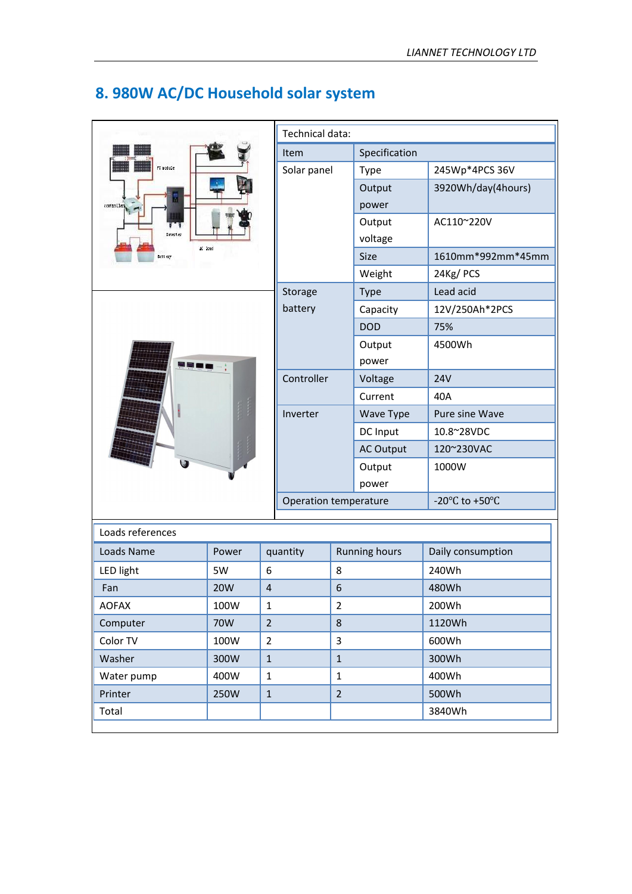## 8. 980W AC/DC Household solar system

Technical data:

| Item | Specification | |
|---|---|---|
| Solar panel | Type | 245Wp*4PCS 36V |
| | Output power | 3920Wh/day(4hours) |
| | Output voltage | AC110~220V |
| | Size | 1610mm*992mm*45mm |
| | Weight | 24Kg/ PCS |
| Storage battery | Type | Lead acid |
| | Capacity | 12V/250Ah*2PCS |
| | DOD | 75% |
| | Output power | 4500Wh |
| Controller | Voltage | 24V |
| | Current | 40A |
| Inverter | Wave Type | Pure sine Wave |
| | DC Input | 10.8~28VDC |
| | AC Output | 120~230VAC |
| | Output power | 1000W |
| Operation temperature | | -20℃ to +50℃ |

Loads references

| Loads Name | Power | quantity | Running hours | Daily consumption |
|---|---|---|---|---|
| LED light | 5W | 6 | 8 | 240Wh |
| Fan | 20W | 4 | 6 | 480Wh |
| AOFAX | 100W | 1 | 2 | 200Wh |
| Computer | 70W | 2 | 8 | 1120Wh |
| Color TV | 100W | 2 | 3 | 600Wh |
| Washer | 300W | 1 | 1 | 300Wh |
| Water pump | 400W | 1 | 1 | 400Wh |
| Printer | 250W | 1 | 2 | 500Wh |
| Total | | | | 3840Wh |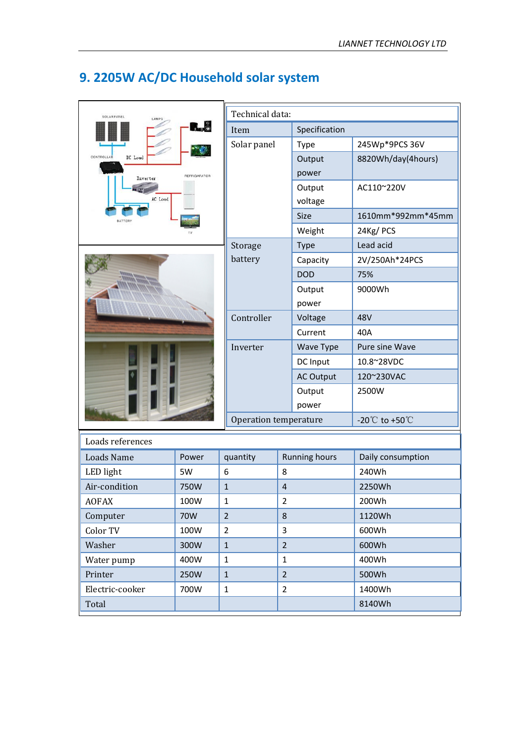## 9. 2205W AC/DC Household solar system

| Technical data: | | |
|---|---|---|
| Item | Specification | |
| Solar panel | Type | 245Wp*9PCS 36V |
| | Output power | 8820Wh/day(4hours) |
| | Output voltage | AC110~220V |
| | Size | 1610mm*992mm*45mm |
| | Weight | 24Kg/ PCS |
| Storage battery | Type | Lead acid |
| | Capacity | 2V/250Ah*24PCS |
| | DOD | 75% |
| | Output power | 9000Wh |
| Controller | Voltage | 48V |
| | Current | 40A |
| Inverter | Wave Type | Pure sine Wave |
| | DC Input | 10.8~28VDC |
| | AC Output | 120~230VAC |
| | Output power | 2500W |
| Operation temperature | | -20℃ to +50℃ |

| Loads references | | | | |
|---|---|---|---|---|
| Loads Name | Power | quantity | Running hours | Daily consumption |
| LED light | 5W | 6 | 8 | 240Wh |
| Air-condition | 750W | 1 | 4 | 2250Wh |
| AOFAX | 100W | 1 | 2 | 200Wh |
| Computer | 70W | 2 | 8 | 1120Wh |
| Color TV | 100W | 2 | 3 | 600Wh |
| Washer | 300W | 1 | 2 | 600Wh |
| Water pump | 400W | 1 | 1 | 400Wh |
| Printer | 250W | 1 | 2 | 500Wh |
| Electric-cooker | 700W | 1 | 2 | 1400Wh |
| Total | | | | 8140Wh |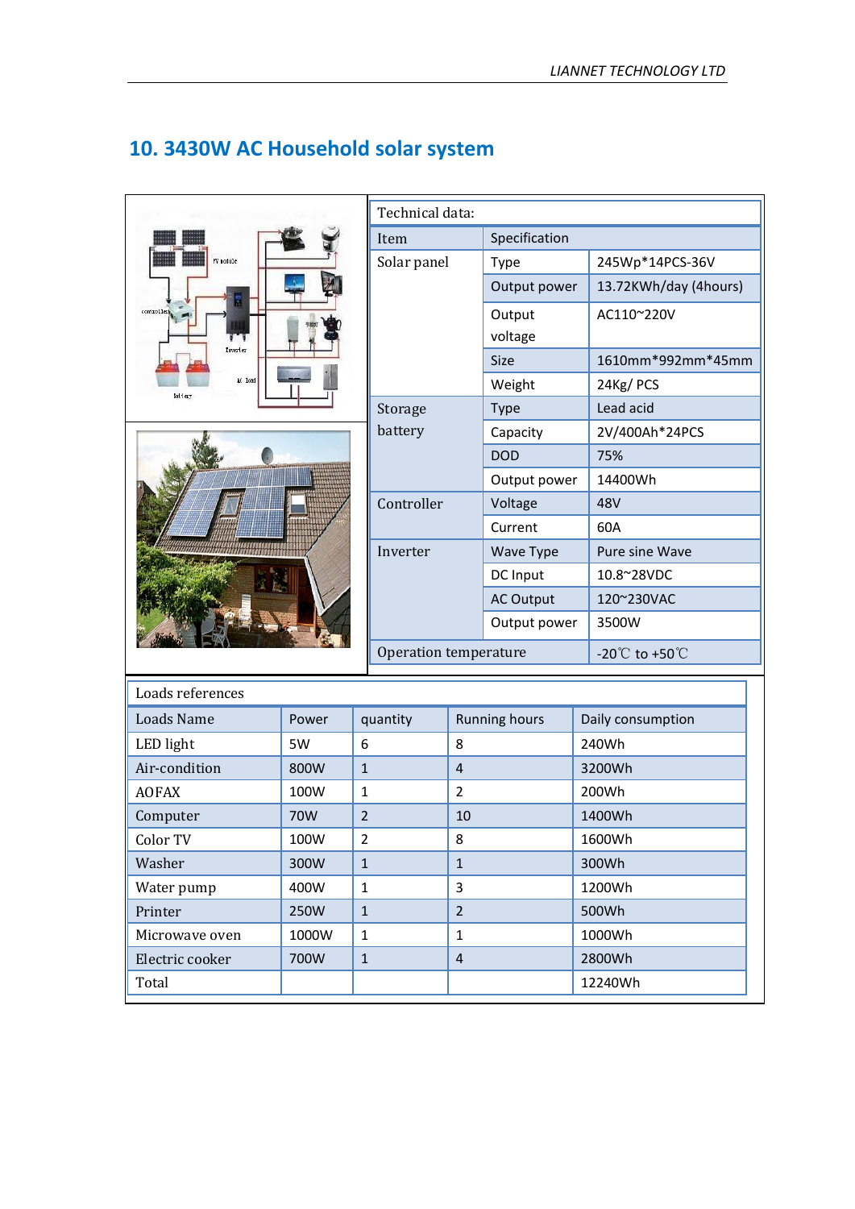## 10. 3430W AC Household solar system

| Technical data: | | |
|---|---|---|
| Item | Specification | |
| Solar panel | Type | 245Wp*14PCS-36V |
| | Output power | 13.72KWh/day (4hours) |
| | Output voltage | AC110~220V |
| | Size | 1610mm*992mm*45mm |
| | Weight | 24Kg/ PCS |
| Storage battery | Type | Lead acid |
| | Capacity | 2V/400Ah*24PCS |
| | DOD | 75% |
| | Output power | 14400Wh |
| Controller | Voltage | 48V |
| | Current | 60A |
| Inverter | Wave Type | Pure sine Wave |
| | DC Input | 10.8~28VDC |
| | AC Output | 120~230VAC |
| | Output power | 3500W |
| Operation temperature | | -20℃ to +50℃ |

| Loads references | | | | |
|---|---|---|---|---|
| Loads Name | Power | quantity | Running hours | Daily consumption |
| LED light | 5W | 6 | 8 | 240Wh |
| Air-condition | 800W | 1 | 4 | 3200Wh |
| AOFAX | 100W | 1 | 2 | 200Wh |
| Computer | 70W | 2 | 10 | 1400Wh |
| Color TV | 100W | 2 | 8 | 1600Wh |
| Washer | 300W | 1 | 1 | 300Wh |
| Water pump | 400W | 1 | 3 | 1200Wh |
| Printer | 250W | 1 | 2 | 500Wh |
| Microwave oven | 1000W | 1 | 1 | 1000Wh |
| Electric cooker | 700W | 1 | 4 | 2800Wh |
| Total | | | | 12240Wh |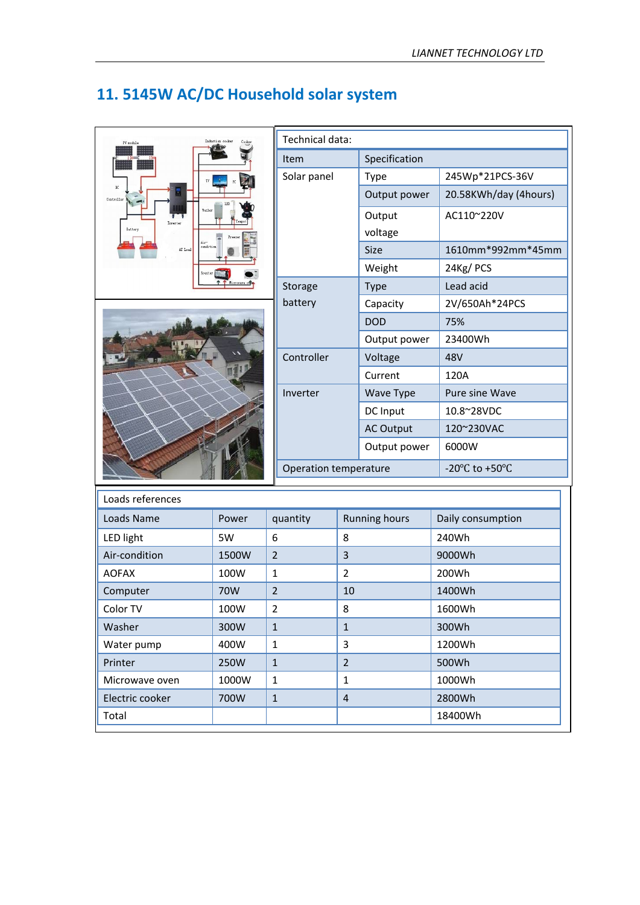## 11. 5145W AC/DC Household solar system

| Technical data: | | |
|---|---|---|
| Item | Specification | |
| Solar panel | Type | 245Wp*21PCS-36V |
| | Output power | 20.58KWh/day (4hours) |
| | Output voltage | AC110~220V |
| | Size | 1610mm*992mm*45mm |
| | Weight | 24Kg/ PCS |
| Storage battery | Type | Lead acid |
| | Capacity | 2V/650Ah*24PCS |
| | DOD | 75% |
| | Output power | 23400Wh |
| Controller | Voltage | 48V |
| | Current | 120A |
| Inverter | Wave Type | Pure sine Wave |
| | DC Input | 10.8~28VDC |
| | AC Output | 120~230VAC |
| | Output power | 6000W |
| Operation temperature | | -20℃ to +50℃ |

| Loads references | | | | |
|---|---|---|---|---|
| Loads Name | Power | quantity | Running hours | Daily consumption |
| LED light | 5W | 6 | 8 | 240Wh |
| Air-condition | 1500W | 2 | 3 | 9000Wh |
| AOFAX | 100W | 1 | 2 | 200Wh |
| Computer | 70W | 2 | 10 | 1400Wh |
| Color TV | 100W | 2 | 8 | 1600Wh |
| Washer | 300W | 1 | 1 | 300Wh |
| Water pump | 400W | 1 | 3 | 1200Wh |
| Printer | 250W | 1 | 2 | 500Wh |
| Microwave oven | 1000W | 1 | 1 | 1000Wh |
| Electric cooker | 700W | 1 | 4 | 2800Wh |
| Total | | | | 18400Wh |